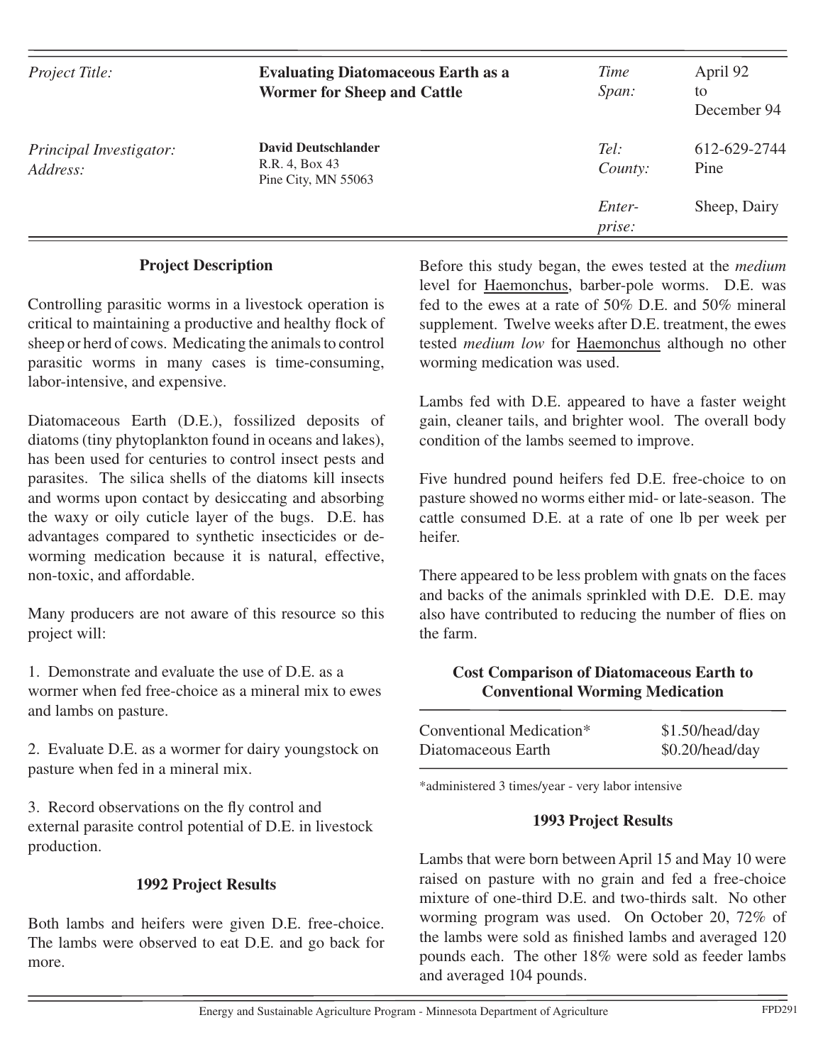| *Project Title:* | **Evaluating Diatomaceous Earth as a Wormer for Sheep and Cattle** | *Time Span:* | April 92 to December 94 |
|---|---|---|---|
| *Principal Investigator:* *Address:* | **David Deutschlander** R.R. 4, Box 43 Pine City, MN 55063 | *Tel:* *County:* | 612-629-2744 Pine |
| | | *Enterprise:* | Sheep, Dairy |

## Project Description

Controlling parasitic worms in a livestock operation is critical to maintaining a productive and healthy flock of sheep or herd of cows. Medicating the animals to control parasitic worms in many cases is time-consuming, labor-intensive, and expensive.

Diatomaceous Earth (D.E.), fossilized deposits of diatoms (tiny phytoplankton found in oceans and lakes), has been used for centuries to control insect pests and parasites. The silica shells of the diatoms kill insects and worms upon contact by desiccating and absorbing the waxy or oily cuticle layer of the bugs. D.E. has advantages compared to synthetic insecticides or de-worming medication because it is natural, effective, non-toxic, and affordable.

Many producers are not aware of this resource so this project will:

1. Demonstrate and evaluate the use of D.E. as a wormer when fed free-choice as a mineral mix to ewes and lambs on pasture.

2. Evaluate D.E. as a wormer for dairy youngstock on pasture when fed in a mineral mix.

3. Record observations on the fly control and external parasite control potential of D.E. in livestock production.

## 1992 Project Results

Both lambs and heifers were given D.E. free-choice. The lambs were observed to eat D.E. and go back for more.

Before this study began, the ewes tested at the *medium* level for Haemonchus, barber-pole worms. D.E. was fed to the ewes at a rate of 50% D.E. and 50% mineral supplement. Twelve weeks after D.E. treatment, the ewes tested *medium low* for Haemonchus although no other worming medication was used.

Lambs fed with D.E. appeared to have a faster weight gain, cleaner tails, and brighter wool. The overall body condition of the lambs seemed to improve.

Five hundred pound heifers fed D.E. free-choice to on pasture showed no worms either mid- or late-season. The cattle consumed D.E. at a rate of one lb per week per heifer.

There appeared to be less problem with gnats on the faces and backs of the animals sprinkled with D.E. D.E. may also have contributed to reducing the number of flies on the farm.

**Cost Comparison of Diatomaceous Earth to Conventional Worming Medication**

| | |
|---|---|
| Conventional Medication* | $1.50/head/day |
| Diatomaceous Earth | $0.20/head/day |

*administered 3 times/year - very labor intensive

## 1993 Project Results

Lambs that were born between April 15 and May 10 were raised on pasture with no grain and fed a free-choice mixture of one-third D.E. and two-thirds salt. No other worming program was used. On October 20, 72% of the lambs were sold as finished lambs and averaged 120 pounds each. The other 18% were sold as feeder lambs and averaged 104 pounds.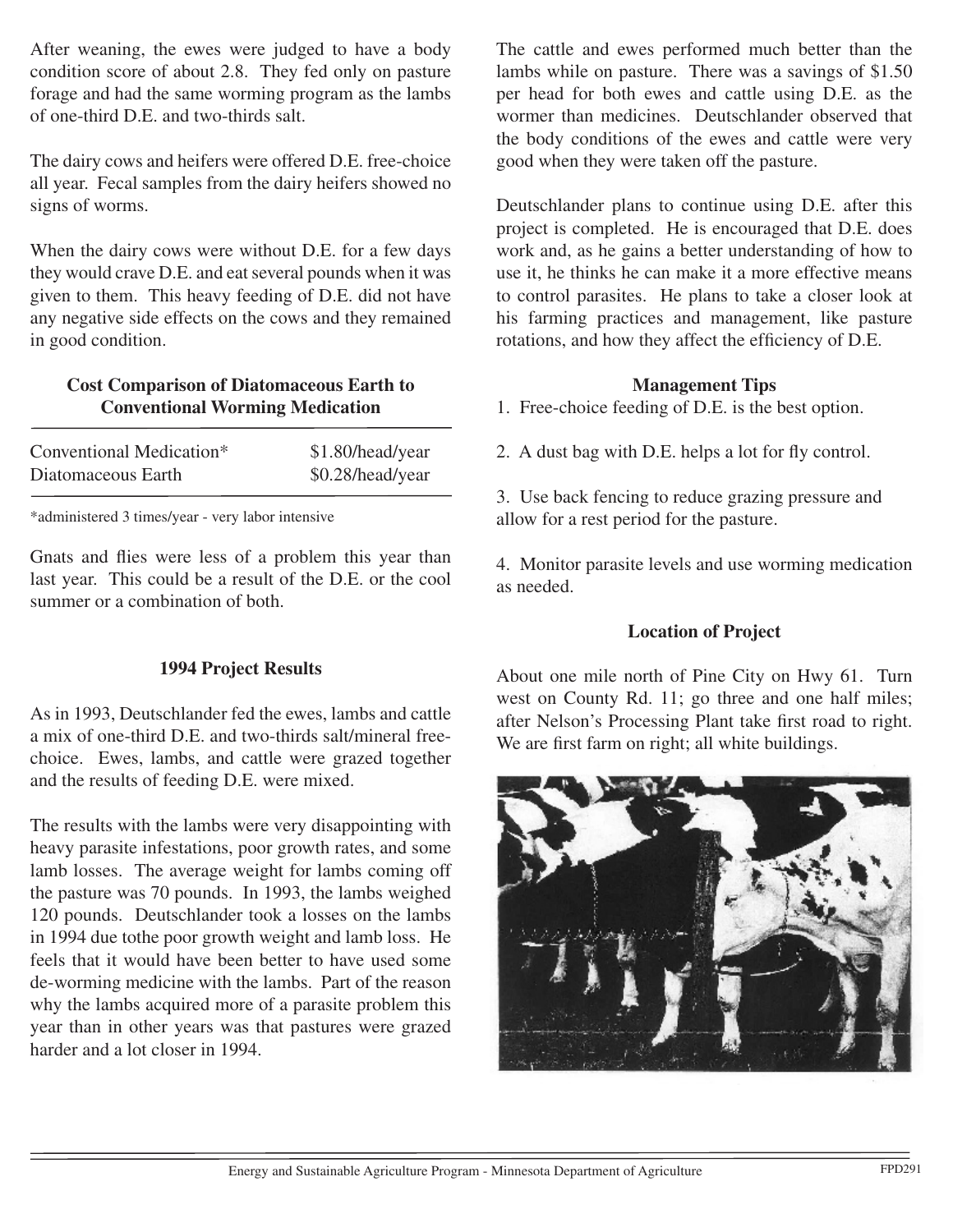After weaning, the ewes were judged to have a body condition score of about 2.8. They fed only on pasture forage and had the same worming program as the lambs of one-third D.E. and two-thirds salt.

The dairy cows and heifers were offered D.E. free-choice all year. Fecal samples from the dairy heifers showed no signs of worms.

When the dairy cows were without D.E. for a few days they would crave D.E. and eat several pounds when it was given to them. This heavy feeding of D.E. did not have any negative side effects on the cows and they remained in good condition.

**Cost Comparison of Diatomaceous Earth to Conventional Worming Medication**

| | |
|---|---|
| Conventional Medication* | $1.80/head/year |
| Diatomaceous Earth | $0.28/head/year |

*administered 3 times/year - very labor intensive

Gnats and flies were less of a problem this year than last year. This could be a result of the D.E. or the cool summer or a combination of both.

### 1994 Project Results

As in 1993, Deutschlander fed the ewes, lambs and cattle a mix of one-third D.E. and two-thirds salt/mineral free-choice. Ewes, lambs, and cattle were grazed together and the results of feeding D.E. were mixed.

The results with the lambs were very disappointing with heavy parasite infestations, poor growth rates, and some lamb losses. The average weight for lambs coming off the pasture was 70 pounds. In 1993, the lambs weighed 120 pounds. Deutschlander took a losses on the lambs in 1994 due tothe poor growth weight and lamb loss. He feels that it would have been better to have used some de-worming medicine with the lambs. Part of the reason why the lambs acquired more of a parasite problem this year than in other years was that pastures were grazed harder and a lot closer in 1994.

The cattle and ewes performed much better than the lambs while on pasture. There was a savings of $1.50 per head for both ewes and cattle using D.E. as the wormer than medicines. Deutschlander observed that the body conditions of the ewes and cattle were very good when they were taken off the pasture.

Deutschlander plans to continue using D.E. after this project is completed. He is encouraged that D.E. does work and, as he gains a better understanding of how to use it, he thinks he can make it a more effective means to control parasites. He plans to take a closer look at his farming practices and management, like pasture rotations, and how they affect the efficiency of D.E.

### Management Tips

1. Free-choice feeding of D.E. is the best option.

2. A dust bag with D.E. helps a lot for fly control.

3. Use back fencing to reduce grazing pressure and allow for a rest period for the pasture.

4. Monitor parasite levels and use worming medication as needed.

### Location of Project

About one mile north of Pine City on Hwy 61. Turn west on County Rd. 11; go three and one half miles; after Nelson's Processing Plant take first road to right. We are first farm on right; all white buildings.